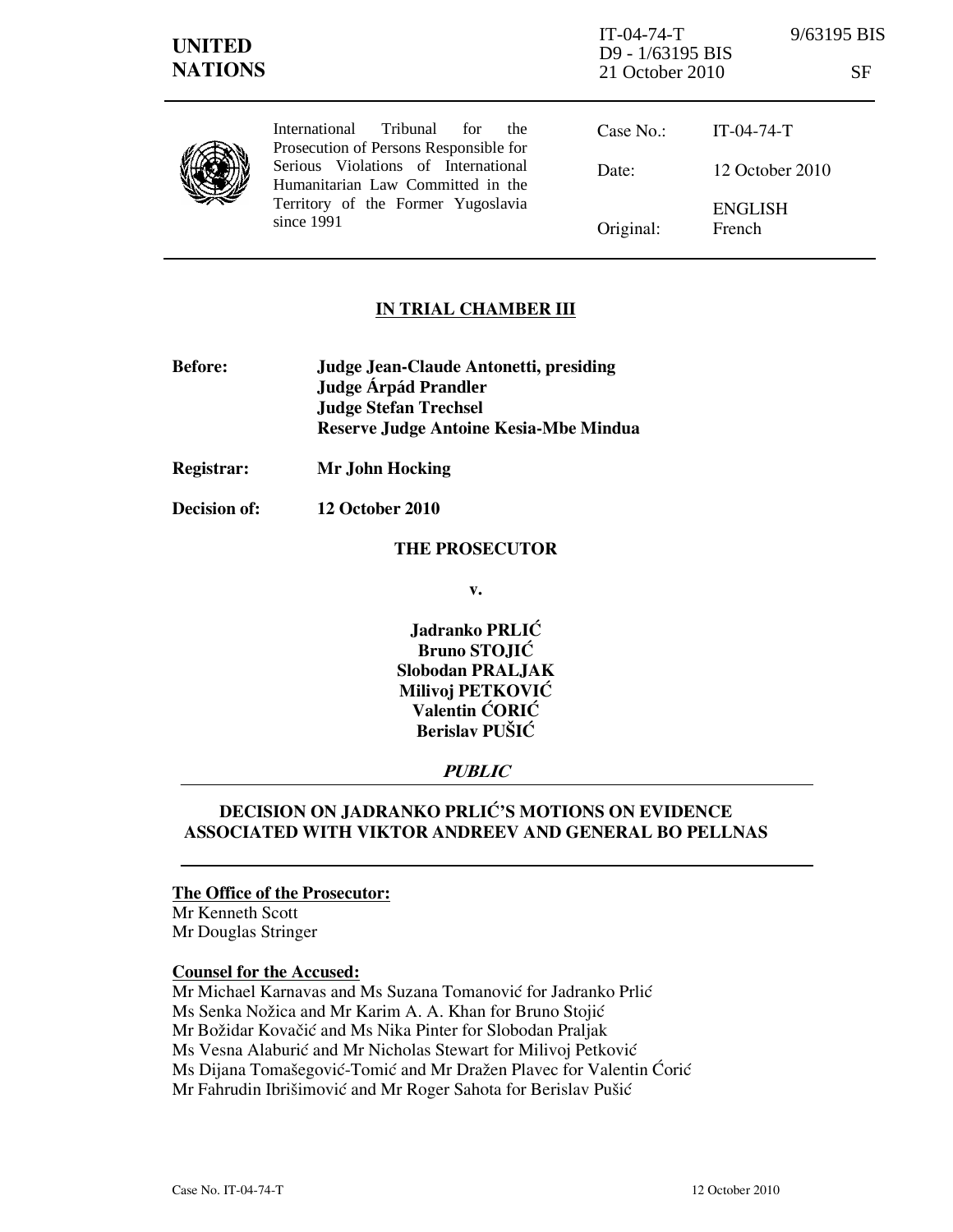**UNITED NATIONS**

IT-04-74-T 9/63195 BIS
D9 - 1/63195 BIS
21 October 2010 SF

International Tribunal for the Prosecution of Persons Responsible for Serious Violations of International Humanitarian Law Committed in the Territory of the Former Yugoslavia since 1991

| | |
|---|---|
| Case No.: | IT-04-74-T |
| Date: | 12 October 2010 |
| | ENGLISH |
| Original: | French |

## IN TRIAL CHAMBER III

**Before:** **Judge Jean-Claude Antonetti, presiding**
**Judge Árpád Prandler**
**Judge Stefan Trechsel**
**Reserve Judge Antoine Kesia-Mbe Mindua**

**Registrar:** **Mr John Hocking**

**Decision of:** **12 October 2010**

**THE PROSECUTOR**

**v.**

**Jadranko PRLIĆ**
**Bruno STOJIĆ**
**Slobodan PRALJAK**
**Milivoj PETKOVIĆ**
**Valentin ĆORIĆ**
**Berislav PUŠIĆ**

***PUBLIC***

## DECISION ON JADRANKO PRLIĆ'S MOTIONS ON EVIDENCE ASSOCIATED WITH VIKTOR ANDREEV AND GENERAL BO PELLNAS

**The Office of the Prosecutor:**
Mr Kenneth Scott
Mr Douglas Stringer

**Counsel for the Accused:**
Mr Michael Karnavas and Ms Suzana Tomanović for Jadranko Prlić
Ms Senka Nožica and Mr Karim A. A. Khan for Bruno Stojić
Mr Božidar Kovačić and Ms Nika Pinter for Slobodan Praljak
Ms Vesna Alaburić and Mr Nicholas Stewart for Milivoj Petković
Ms Dijana Tomašegović-Tomić and Mr Dražen Plavec for Valentin Ćorić
Mr Fahrudin Ibrišimović and Mr Roger Sahota for Berislav Pušić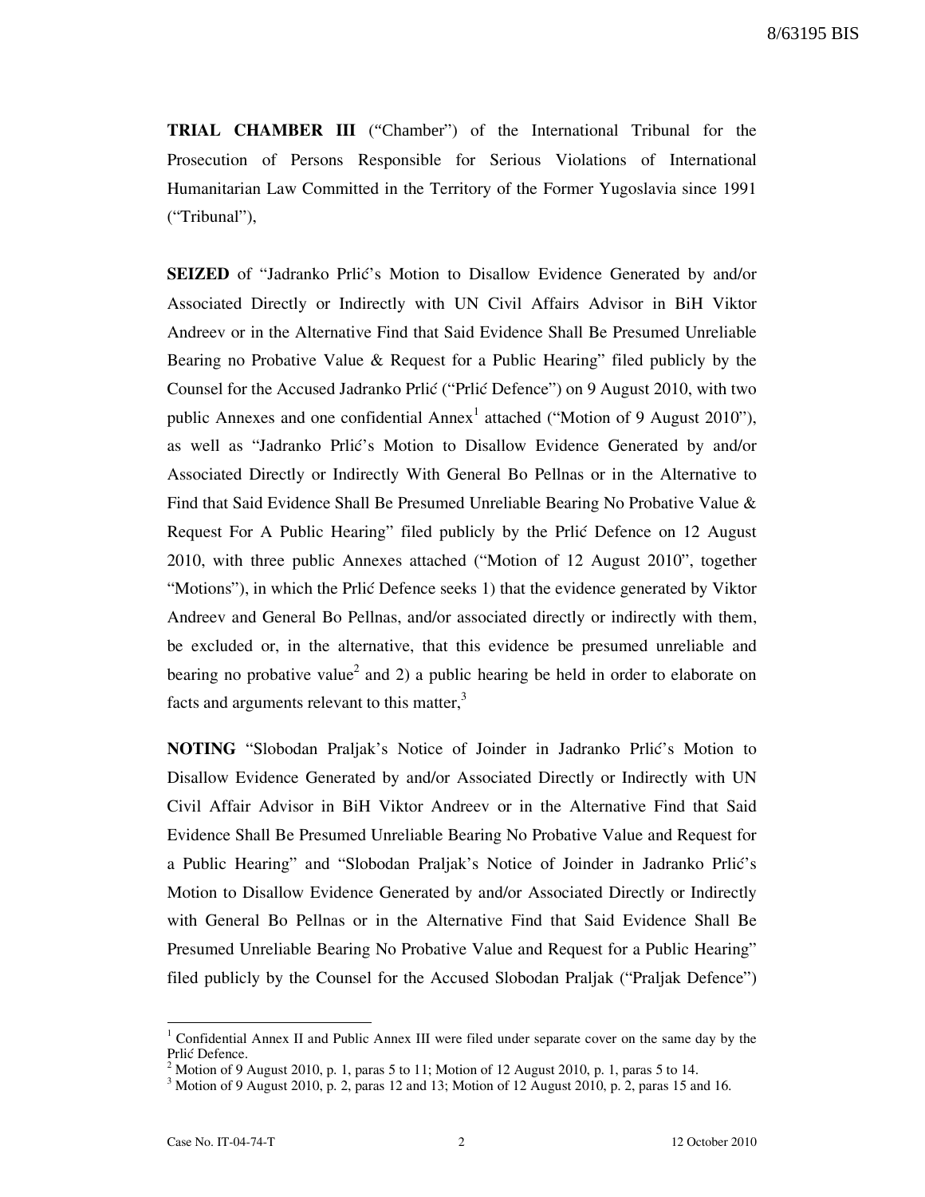**TRIAL CHAMBER III** ("Chamber") of the International Tribunal for the Prosecution of Persons Responsible for Serious Violations of International Humanitarian Law Committed in the Territory of the Former Yugoslavia since 1991 ("Tribunal"),

**SEIZED** of "Jadranko Prlić's Motion to Disallow Evidence Generated by and/or Associated Directly or Indirectly with UN Civil Affairs Advisor in BiH Viktor Andreev or in the Alternative Find that Said Evidence Shall Be Presumed Unreliable Bearing no Probative Value & Request for a Public Hearing" filed publicly by the Counsel for the Accused Jadranko Prlić ("Prlić Defence") on 9 August 2010, with two public Annexes and one confidential Annex[1] attached ("Motion of 9 August 2010"), as well as "Jadranko Prlić's Motion to Disallow Evidence Generated by and/or Associated Directly or Indirectly With General Bo Pellnas or in the Alternative to Find that Said Evidence Shall Be Presumed Unreliable Bearing No Probative Value & Request For A Public Hearing" filed publicly by the Prlić Defence on 12 August 2010, with three public Annexes attached ("Motion of 12 August 2010", together "Motions"), in which the Prlić Defence seeks 1) that the evidence generated by Viktor Andreev and General Bo Pellnas, and/or associated directly or indirectly with them, be excluded or, in the alternative, that this evidence be presumed unreliable and bearing no probative value[2] and 2) a public hearing be held in order to elaborate on facts and arguments relevant to this matter,[3]

**NOTING** "Slobodan Praljak's Notice of Joinder in Jadranko Prlić's Motion to Disallow Evidence Generated by and/or Associated Directly or Indirectly with UN Civil Affair Advisor in BiH Viktor Andreev or in the Alternative Find that Said Evidence Shall Be Presumed Unreliable Bearing No Probative Value and Request for a Public Hearing" and "Slobodan Praljak's Notice of Joinder in Jadranko Prlić's Motion to Disallow Evidence Generated by and/or Associated Directly or Indirectly with General Bo Pellnas or in the Alternative Find that Said Evidence Shall Be Presumed Unreliable Bearing No Probative Value and Request for a Public Hearing" filed publicly by the Counsel for the Accused Slobodan Praljak ("Praljak Defence")

---

[1] Confidential Annex II and Public Annex III were filed under separate cover on the same day by the Prlić Defence.

[2] Motion of 9 August 2010, p. 1, paras 5 to 11; Motion of 12 August 2010, p. 1, paras 5 to 14.

[3] Motion of 9 August 2010, p. 2, paras 12 and 13; Motion of 12 August 2010, p. 2, paras 15 and 16.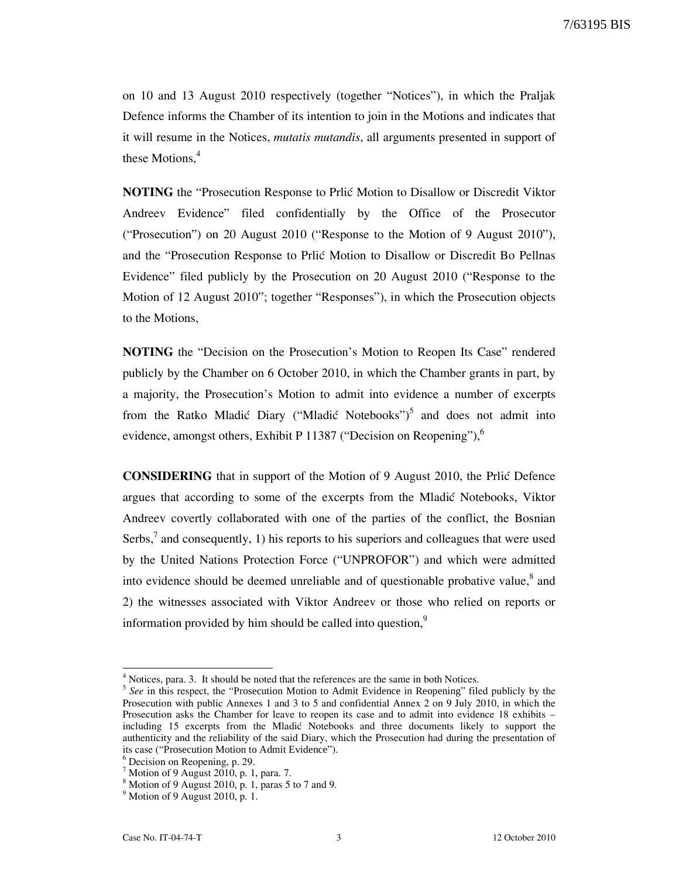on 10 and 13 August 2010 respectively (together "Notices"), in which the Praljak Defence informs the Chamber of its intention to join in the Motions and indicates that it will resume in the Notices, *mutatis mutandis*, all arguments presented in support of these Motions,[4]

**NOTING** the "Prosecution Response to Prlić Motion to Disallow or Discredit Viktor Andreev Evidence" filed confidentially by the Office of the Prosecutor ("Prosecution") on 20 August 2010 ("Response to the Motion of 9 August 2010"), and the "Prosecution Response to Prlić Motion to Disallow or Discredit Bo Pellnas Evidence" filed publicly by the Prosecution on 20 August 2010 ("Response to the Motion of 12 August 2010"; together "Responses"), in which the Prosecution objects to the Motions,

**NOTING** the "Decision on the Prosecution's Motion to Reopen Its Case" rendered publicly by the Chamber on 6 October 2010, in which the Chamber grants in part, by a majority, the Prosecution's Motion to admit into evidence a number of excerpts from the Ratko Mladić Diary ("Mladić Notebooks")[5] and does not admit into evidence, amongst others, Exhibit P 11387 ("Decision on Reopening"),[6]

**CONSIDERING** that in support of the Motion of 9 August 2010, the Prlić Defence argues that according to some of the excerpts from the Mladić Notebooks, Viktor Andreev covertly collaborated with one of the parties of the conflict, the Bosnian Serbs,[7] and consequently, 1) his reports to his superiors and colleagues that were used by the United Nations Protection Force ("UNPROFOR") and which were admitted into evidence should be deemed unreliable and of questionable probative value,[8] and 2) the witnesses associated with Viktor Andreev or those who relied on reports or information provided by him should be called into question,[9]

---

[4] Notices, para. 3. It should be noted that the references are the same in both Notices.

[5] *See* in this respect, the "Prosecution Motion to Admit Evidence in Reopening" filed publicly by the Prosecution with public Annexes 1 and 3 to 5 and confidential Annex 2 on 9 July 2010, in which the Prosecution asks the Chamber for leave to reopen its case and to admit into evidence 18 exhibits – including 15 excerpts from the Mladić Notebooks and three documents likely to support the authenticity and the reliability of the said Diary, which the Prosecution had during the presentation of its case ("Prosecution Motion to Admit Evidence").

[6] Decision on Reopening, p. 29.

[7] Motion of 9 August 2010, p. 1, para. 7.

[8] Motion of 9 August 2010, p. 1, paras 5 to 7 and 9.

[9] Motion of 9 August 2010, p. 1.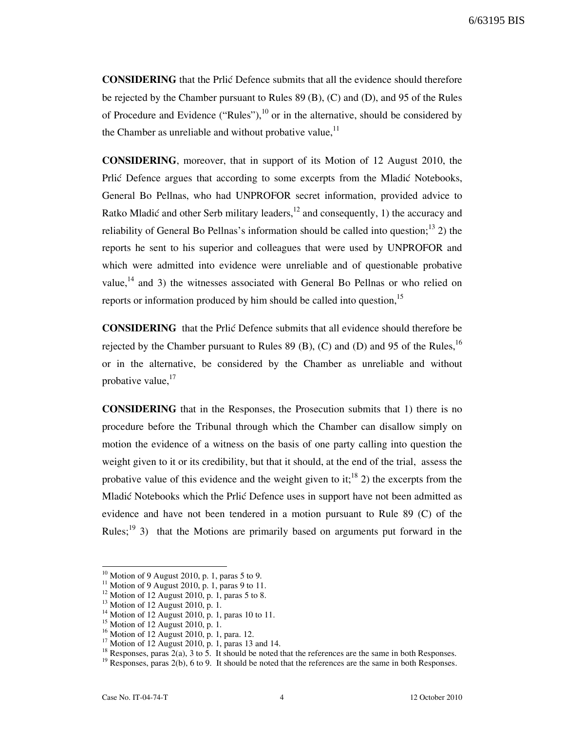**CONSIDERING** that the Prlić Defence submits that all the evidence should therefore be rejected by the Chamber pursuant to Rules 89 (B), (C) and (D), and 95 of the Rules of Procedure and Evidence ("Rules"),[10] or in the alternative, should be considered by the Chamber as unreliable and without probative value,[11]

**CONSIDERING**, moreover, that in support of its Motion of 12 August 2010, the Prlić Defence argues that according to some excerpts from the Mladić Notebooks, General Bo Pellnas, who had UNPROFOR secret information, provided advice to Ratko Mladić and other Serb military leaders,[12] and consequently, 1) the accuracy and reliability of General Bo Pellnas's information should be called into question;[13] 2) the reports he sent to his superior and colleagues that were used by UNPROFOR and which were admitted into evidence were unreliable and of questionable probative value,[14] and 3) the witnesses associated with General Bo Pellnas or who relied on reports or information produced by him should be called into question,[15]

**CONSIDERING** that the Prlić Defence submits that all evidence should therefore be rejected by the Chamber pursuant to Rules 89 (B), (C) and (D) and 95 of the Rules,[16] or in the alternative, be considered by the Chamber as unreliable and without probative value,[17]

**CONSIDERING** that in the Responses, the Prosecution submits that 1) there is no procedure before the Tribunal through which the Chamber can disallow simply on motion the evidence of a witness on the basis of one party calling into question the weight given to it or its credibility, but that it should, at the end of the trial, assess the probative value of this evidence and the weight given to it;[18] 2) the excerpts from the Mladić Notebooks which the Prlić Defence uses in support have not been admitted as evidence and have not been tendered in a motion pursuant to Rule 89 (C) of the Rules;[19] 3) that the Motions are primarily based on arguments put forward in the

---

[10] Motion of 9 August 2010, p. 1, paras 5 to 9.
[11] Motion of 9 August 2010, p. 1, paras 9 to 11.
[12] Motion of 12 August 2010, p. 1, paras 5 to 8.
[13] Motion of 12 August 2010, p. 1.
[14] Motion of 12 August 2010, p. 1, paras 10 to 11.
[15] Motion of 12 August 2010, p. 1.
[16] Motion of 12 August 2010, p. 1, para. 12.
[17] Motion of 12 August 2010, p. 1, paras 13 and 14.
[18] Responses, paras 2(a), 3 to 5. It should be noted that the references are the same in both Responses.
[19] Responses, paras 2(b), 6 to 9. It should be noted that the references are the same in both Responses.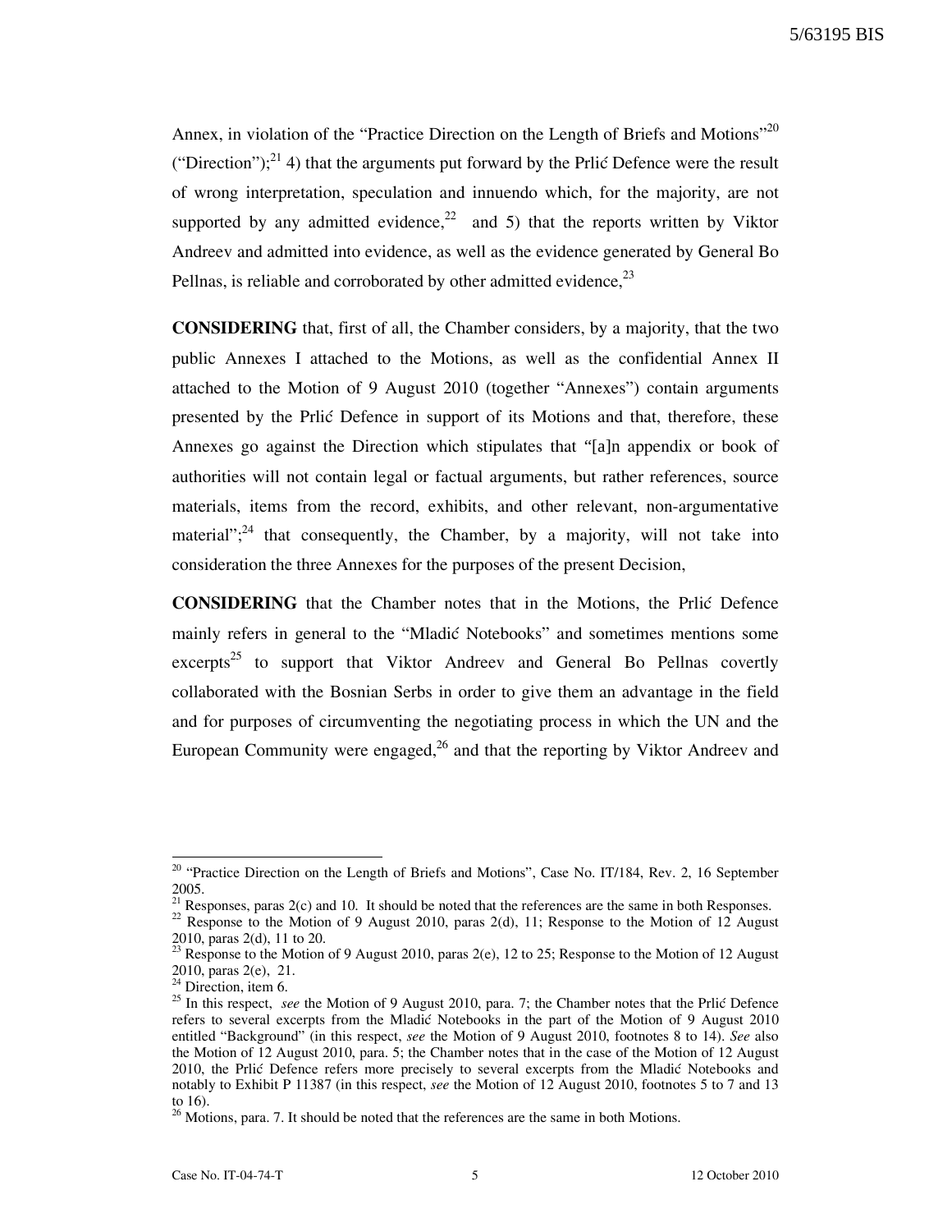Annex, in violation of the "Practice Direction on the Length of Briefs and Motions"[20] ("Direction");[21] 4) that the arguments put forward by the Prlić Defence were the result of wrong interpretation, speculation and innuendo which, for the majority, are not supported by any admitted evidence,[22] and 5) that the reports written by Viktor Andreev and admitted into evidence, as well as the evidence generated by General Bo Pellnas, is reliable and corroborated by other admitted evidence,[23]

**CONSIDERING** that, first of all, the Chamber considers, by a majority, that the two public Annexes I attached to the Motions, as well as the confidential Annex II attached to the Motion of 9 August 2010 (together "Annexes") contain arguments presented by the Prlić Defence in support of its Motions and that, therefore, these Annexes go against the Direction which stipulates that "[a]n appendix or book of authorities will not contain legal or factual arguments, but rather references, source materials, items from the record, exhibits, and other relevant, non-argumentative material";[24] that consequently, the Chamber, by a majority, will not take into consideration the three Annexes for the purposes of the present Decision,

**CONSIDERING** that the Chamber notes that in the Motions, the Prlić Defence mainly refers in general to the "Mladić Notebooks" and sometimes mentions some excerpts[25] to support that Viktor Andreev and General Bo Pellnas covertly collaborated with the Bosnian Serbs in order to give them an advantage in the field and for purposes of circumventing the negotiating process in which the UN and the European Community were engaged,[26] and that the reporting by Viktor Andreev and

---

[20] "Practice Direction on the Length of Briefs and Motions", Case No. IT/184, Rev. 2, 16 September 2005.

[21] Responses, paras 2(c) and 10. It should be noted that the references are the same in both Responses.

[22] Response to the Motion of 9 August 2010, paras 2(d), 11; Response to the Motion of 12 August 2010, paras 2(d), 11 to 20.

[23] Response to the Motion of 9 August 2010, paras 2(e), 12 to 25; Response to the Motion of 12 August 2010, paras 2(e), 21.

[24] Direction, item 6.

[25] In this respect, *see* the Motion of 9 August 2010, para. 7; the Chamber notes that the Prlić Defence refers to several excerpts from the Mladić Notebooks in the part of the Motion of 9 August 2010 entitled "Background" (in this respect, *see* the Motion of 9 August 2010, footnotes 8 to 14). *See* also the Motion of 12 August 2010, para. 5; the Chamber notes that in the case of the Motion of 12 August 2010, the Prlić Defence refers more precisely to several excerpts from the Mladić Notebooks and notably to Exhibit P 11387 (in this respect, *see* the Motion of 12 August 2010, footnotes 5 to 7 and 13 to 16).

[26] Motions, para. 7. It should be noted that the references are the same in both Motions.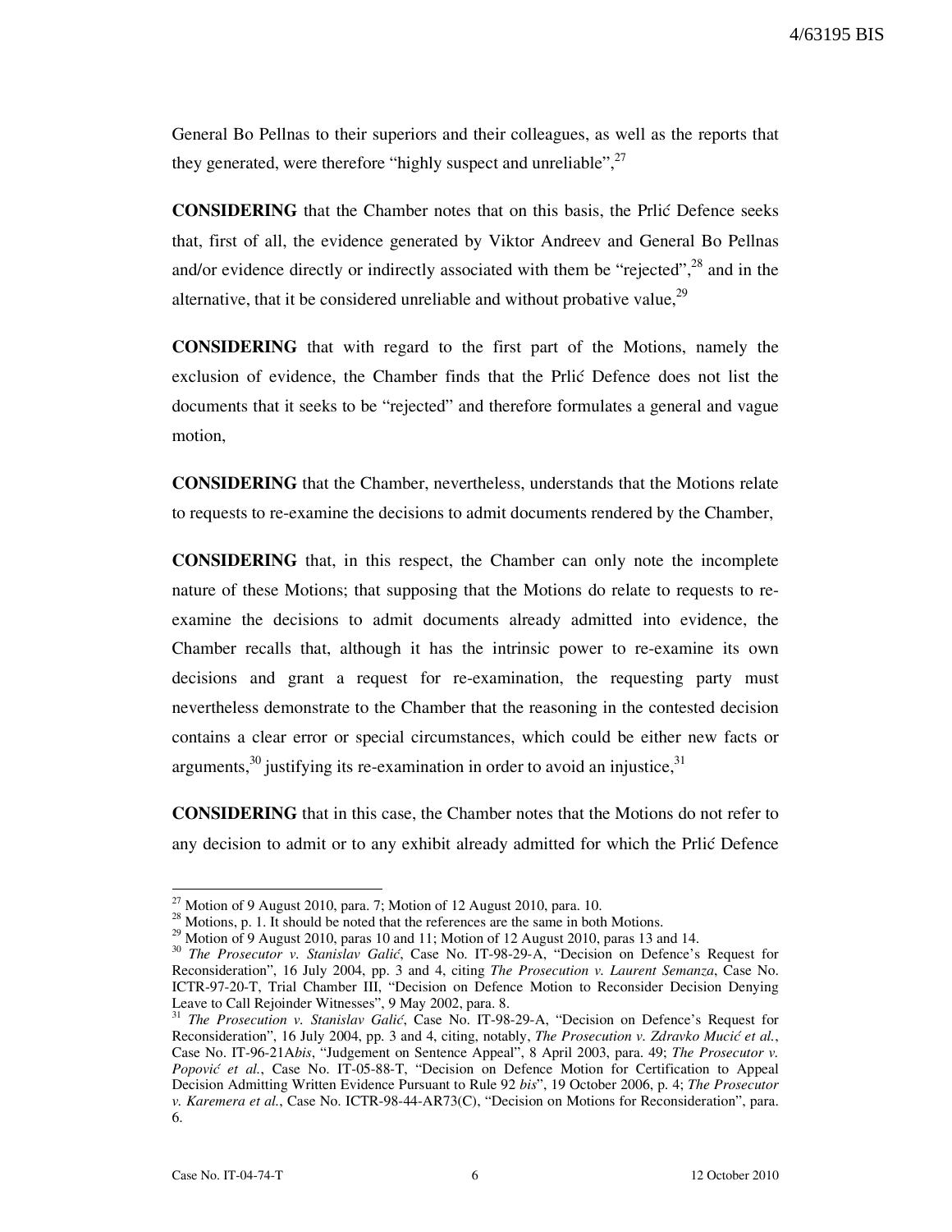General Bo Pellnas to their superiors and their colleagues, as well as the reports that they generated, were therefore "highly suspect and unreliable",[27]

**CONSIDERING** that the Chamber notes that on this basis, the Prlić Defence seeks that, first of all, the evidence generated by Viktor Andreev and General Bo Pellnas and/or evidence directly or indirectly associated with them be "rejected",[28] and in the alternative, that it be considered unreliable and without probative value,[29]

**CONSIDERING** that with regard to the first part of the Motions, namely the exclusion of evidence, the Chamber finds that the Prlić Defence does not list the documents that it seeks to be "rejected" and therefore formulates a general and vague motion,

**CONSIDERING** that the Chamber, nevertheless, understands that the Motions relate to requests to re-examine the decisions to admit documents rendered by the Chamber,

**CONSIDERING** that, in this respect, the Chamber can only note the incomplete nature of these Motions; that supposing that the Motions do relate to requests to re-examine the decisions to admit documents already admitted into evidence, the Chamber recalls that, although it has the intrinsic power to re-examine its own decisions and grant a request for re-examination, the requesting party must nevertheless demonstrate to the Chamber that the reasoning in the contested decision contains a clear error or special circumstances, which could be either new facts or arguments,[30] justifying its re-examination in order to avoid an injustice,[31]

**CONSIDERING** that in this case, the Chamber notes that the Motions do not refer to any decision to admit or to any exhibit already admitted for which the Prlić Defence

---

[27] Motion of 9 August 2010, para. 7; Motion of 12 August 2010, para. 10.

[28] Motions, p. 1. It should be noted that the references are the same in both Motions.

[29] Motion of 9 August 2010, paras 10 and 11; Motion of 12 August 2010, paras 13 and 14.

[30] *The Prosecutor v. Stanislav Galić*, Case No. IT-98-29-A, "Decision on Defence's Request for Reconsideration", 16 July 2004, pp. 3 and 4, citing *The Prosecution v. Laurent Semanza*, Case No. ICTR-97-20-T, Trial Chamber III, "Decision on Defence Motion to Reconsider Decision Denying Leave to Call Rejoinder Witnesses", 9 May 2002, para. 8.

[31] *The Prosecution v. Stanislav Galić*, Case No. IT-98-29-A, "Decision on Defence's Request for Reconsideration", 16 July 2004, pp. 3 and 4, citing, notably, *The Prosecution v. Zdravko Mucić et al.*, Case No. IT-96-21A*bis*, "Judgement on Sentence Appeal", 8 April 2003, para. 49; *The Prosecutor v. Popović et al.*, Case No. IT-05-88-T, "Decision on Defence Motion for Certification to Appeal Decision Admitting Written Evidence Pursuant to Rule 92 *bis*", 19 October 2006, p. 4; *The Prosecutor v. Karemera et al.*, Case No. ICTR-98-44-AR73(C), "Decision on Motions for Reconsideration", para. 6.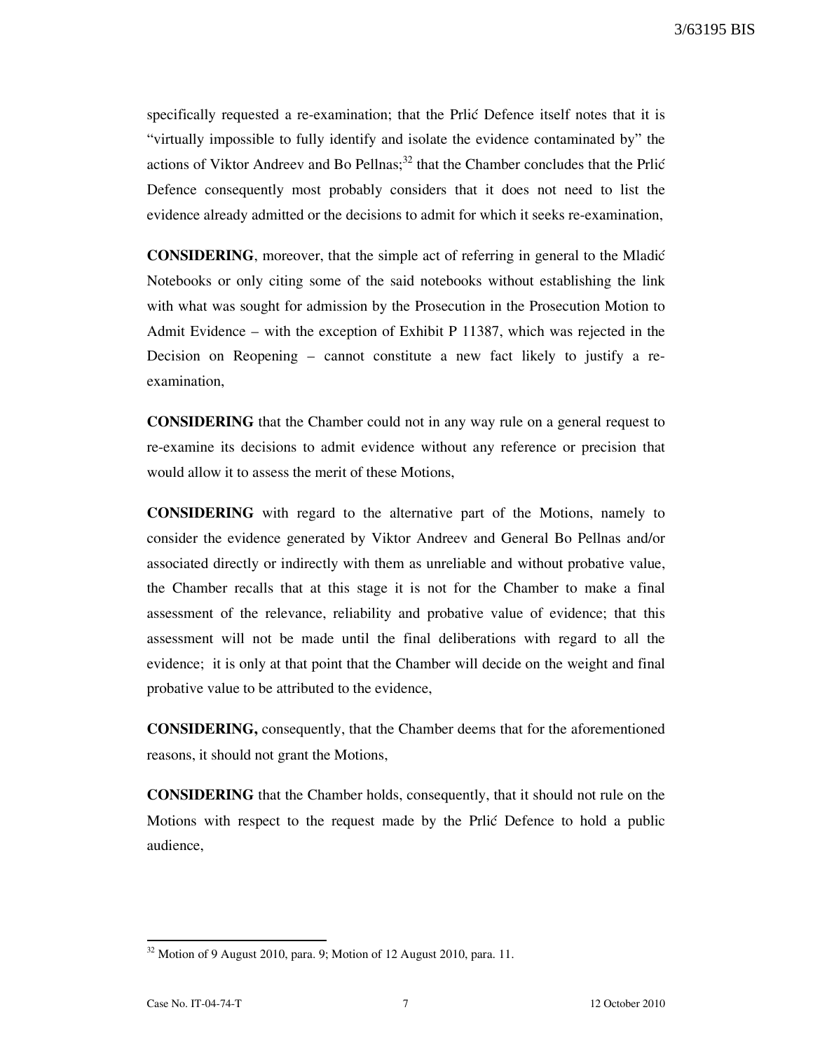specifically requested a re-examination; that the Prlić Defence itself notes that it is "virtually impossible to fully identify and isolate the evidence contaminated by" the actions of Viktor Andreev and Bo Pellnas;[32] that the Chamber concludes that the Prlić Defence consequently most probably considers that it does not need to list the evidence already admitted or the decisions to admit for which it seeks re-examination,

**CONSIDERING**, moreover, that the simple act of referring in general to the Mladić Notebooks or only citing some of the said notebooks without establishing the link with what was sought for admission by the Prosecution in the Prosecution Motion to Admit Evidence – with the exception of Exhibit P 11387, which was rejected in the Decision on Reopening – cannot constitute a new fact likely to justify a re-examination,

**CONSIDERING** that the Chamber could not in any way rule on a general request to re-examine its decisions to admit evidence without any reference or precision that would allow it to assess the merit of these Motions,

**CONSIDERING** with regard to the alternative part of the Motions, namely to consider the evidence generated by Viktor Andreev and General Bo Pellnas and/or associated directly or indirectly with them as unreliable and without probative value, the Chamber recalls that at this stage it is not for the Chamber to make a final assessment of the relevance, reliability and probative value of evidence; that this assessment will not be made until the final deliberations with regard to all the evidence; it is only at that point that the Chamber will decide on the weight and final probative value to be attributed to the evidence,

**CONSIDERING,** consequently, that the Chamber deems that for the aforementioned reasons, it should not grant the Motions,

**CONSIDERING** that the Chamber holds, consequently, that it should not rule on the Motions with respect to the request made by the Prlić Defence to hold a public audience,

---

[32] Motion of 9 August 2010, para. 9; Motion of 12 August 2010, para. 11.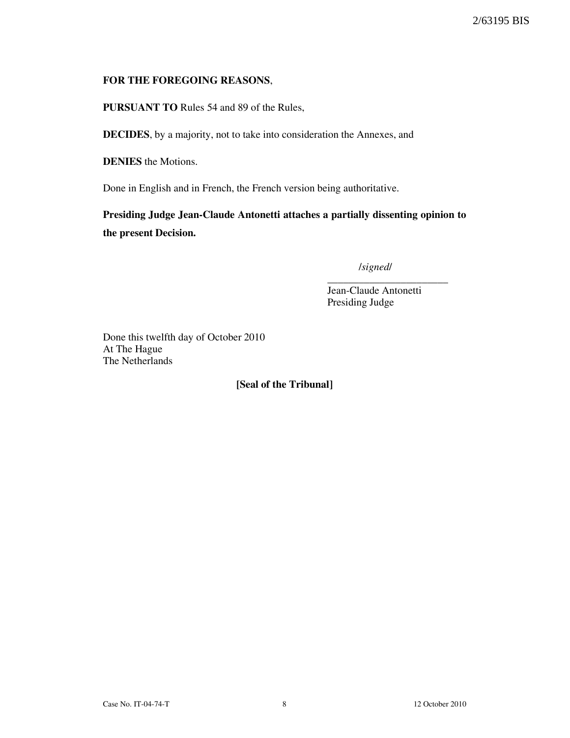**FOR THE FOREGOING REASONS**,

**PURSUANT TO** Rules 54 and 89 of the Rules,

**DECIDES**, by a majority, not to take into consideration the Annexes, and

**DENIES** the Motions.

Done in English and in French, the French version being authoritative.

**Presiding Judge Jean-Claude Antonetti attaches a partially dissenting opinion to the present Decision.**

/*signed*/

_______________________

Jean-Claude Antonetti
Presiding Judge

Done this twelfth day of October 2010
At The Hague
The Netherlands

**[Seal of the Tribunal]**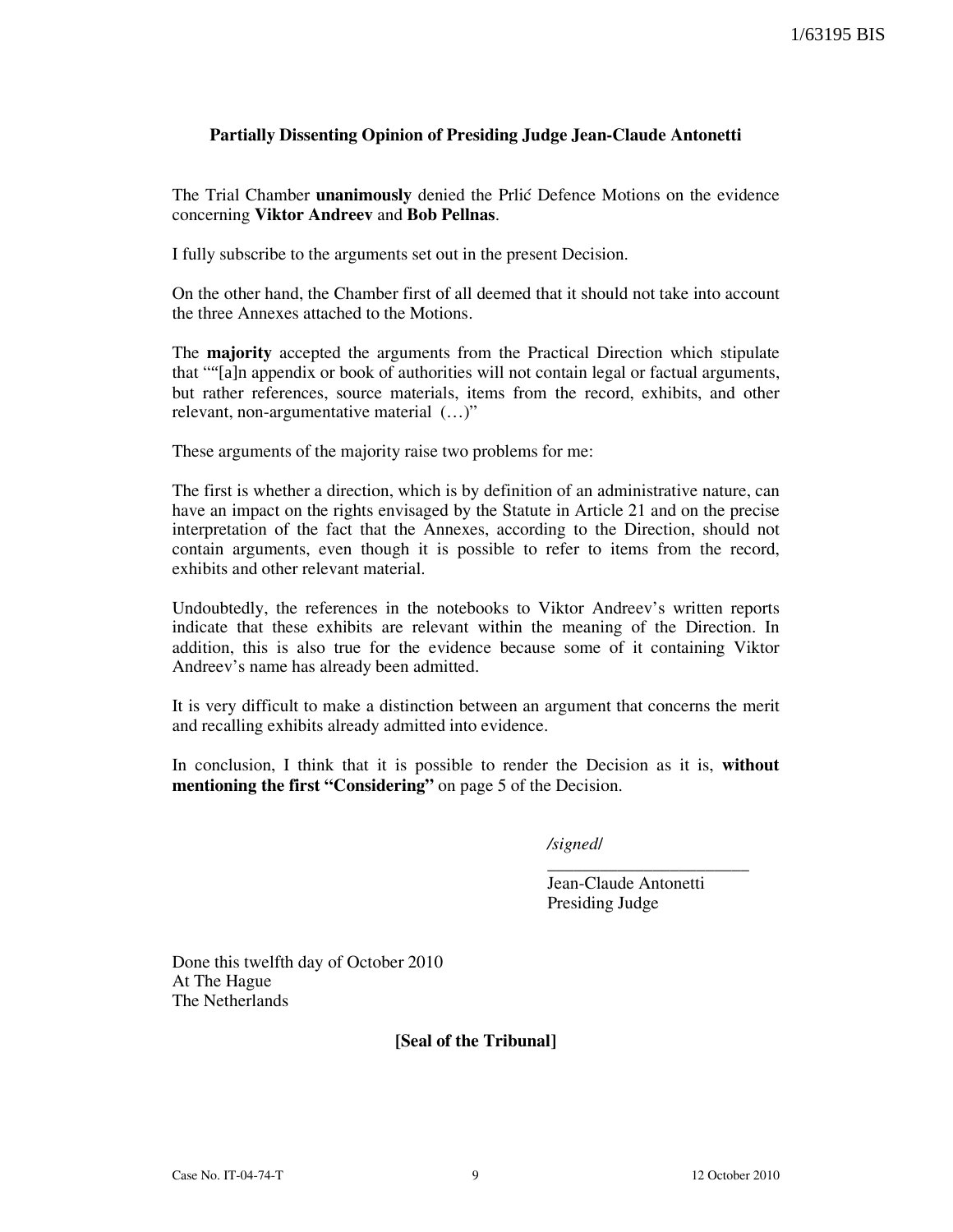**Partially Dissenting Opinion of Presiding Judge Jean-Claude Antonetti**

The Trial Chamber **unanimously** denied the Prlić Defence Motions on the evidence concerning **Viktor Andreev** and **Bob Pellnas**.

I fully subscribe to the arguments set out in the present Decision.

On the other hand, the Chamber first of all deemed that it should not take into account the three Annexes attached to the Motions.

The **majority** accepted the arguments from the Practical Direction which stipulate that ""[a]n appendix or book of authorities will not contain legal or factual arguments, but rather references, source materials, items from the record, exhibits, and other relevant, non-argumentative material (…)"

These arguments of the majority raise two problems for me:

The first is whether a direction, which is by definition of an administrative nature, can have an impact on the rights envisaged by the Statute in Article 21 and on the precise interpretation of the fact that the Annexes, according to the Direction, should not contain arguments, even though it is possible to refer to items from the record, exhibits and other relevant material.

Undoubtedly, the references in the notebooks to Viktor Andreev's written reports indicate that these exhibits are relevant within the meaning of the Direction. In addition, this is also true for the evidence because some of it containing Viktor Andreev's name has already been admitted.

It is very difficult to make a distinction between an argument that concerns the merit and recalling exhibits already admitted into evidence.

In conclusion, I think that it is possible to render the Decision as it is, **without mentioning the first "Considering"** on page 5 of the Decision.

*/signed/*

_______________________

Jean-Claude Antonetti
Presiding Judge

Done this twelfth day of October 2010
At The Hague
The Netherlands

**[Seal of the Tribunal]**